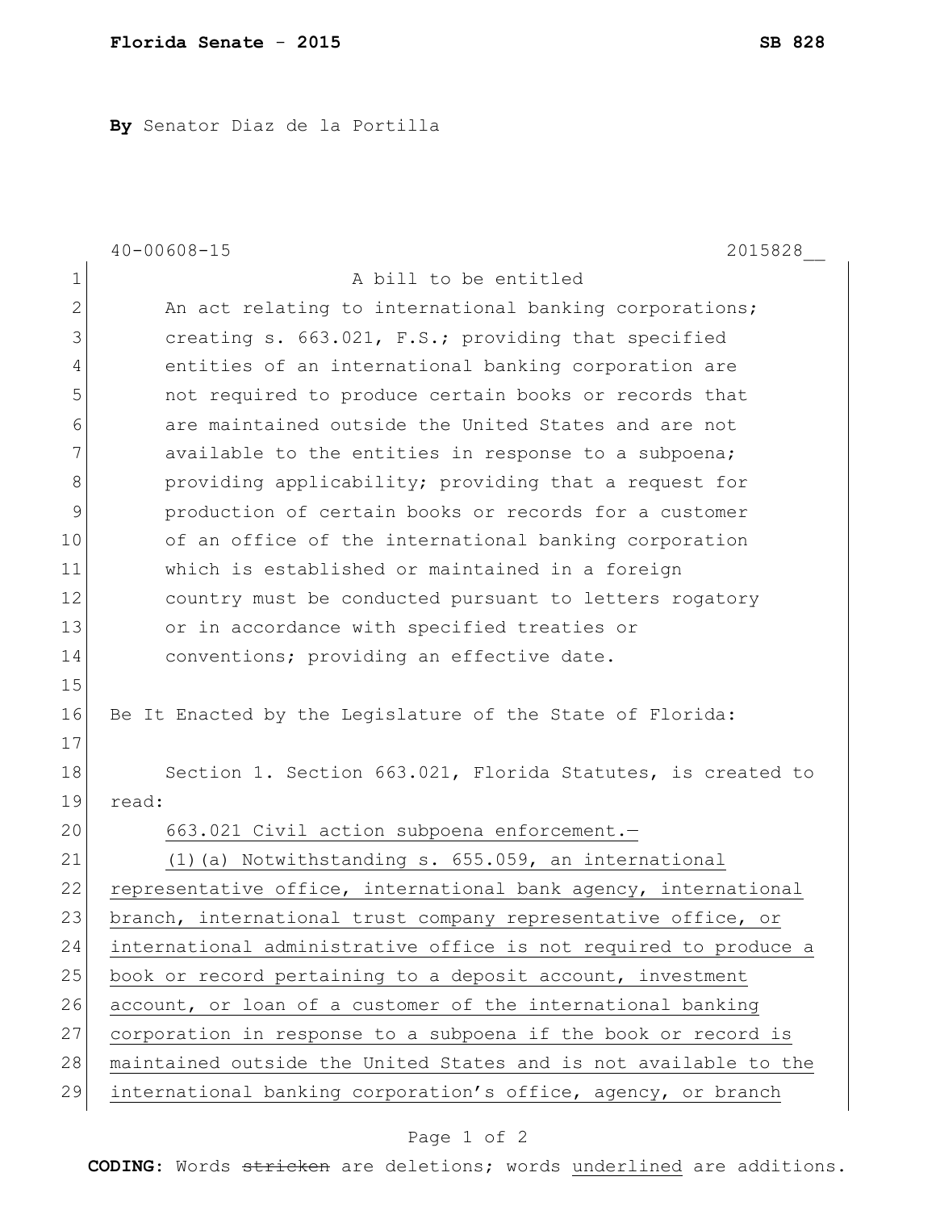**Florida Senate - 2015** **SB 828**

**By** Senator Diaz de la Portilla

40-00608-15 2015828__

A bill to be entitled

An act relating to international banking corporations; creating s. 663.021, F.S.; providing that specified entities of an international banking corporation are not required to produce certain books or records that are maintained outside the United States and are not available to the entities in response to a subpoena; providing applicability; providing that a request for production of certain books or records for a customer of an office of the international banking corporation which is established or maintained in a foreign country must be conducted pursuant to letters rogatory or in accordance with specified treaties or conventions; providing an effective date.

Be It Enacted by the Legislature of the State of Florida:

Section 1. Section 663.021, Florida Statutes, is created to read:

663.021 Civil action subpoena enforcement.—

(1)(a) Notwithstanding s. 655.059, an international representative office, international bank agency, international branch, international trust company representative office, or international administrative office is not required to produce a book or record pertaining to a deposit account, investment account, or loan of a customer of the international banking corporation in response to a subpoena if the book or record is maintained outside the United States and is not available to the international banking corporation's office, agency, or branch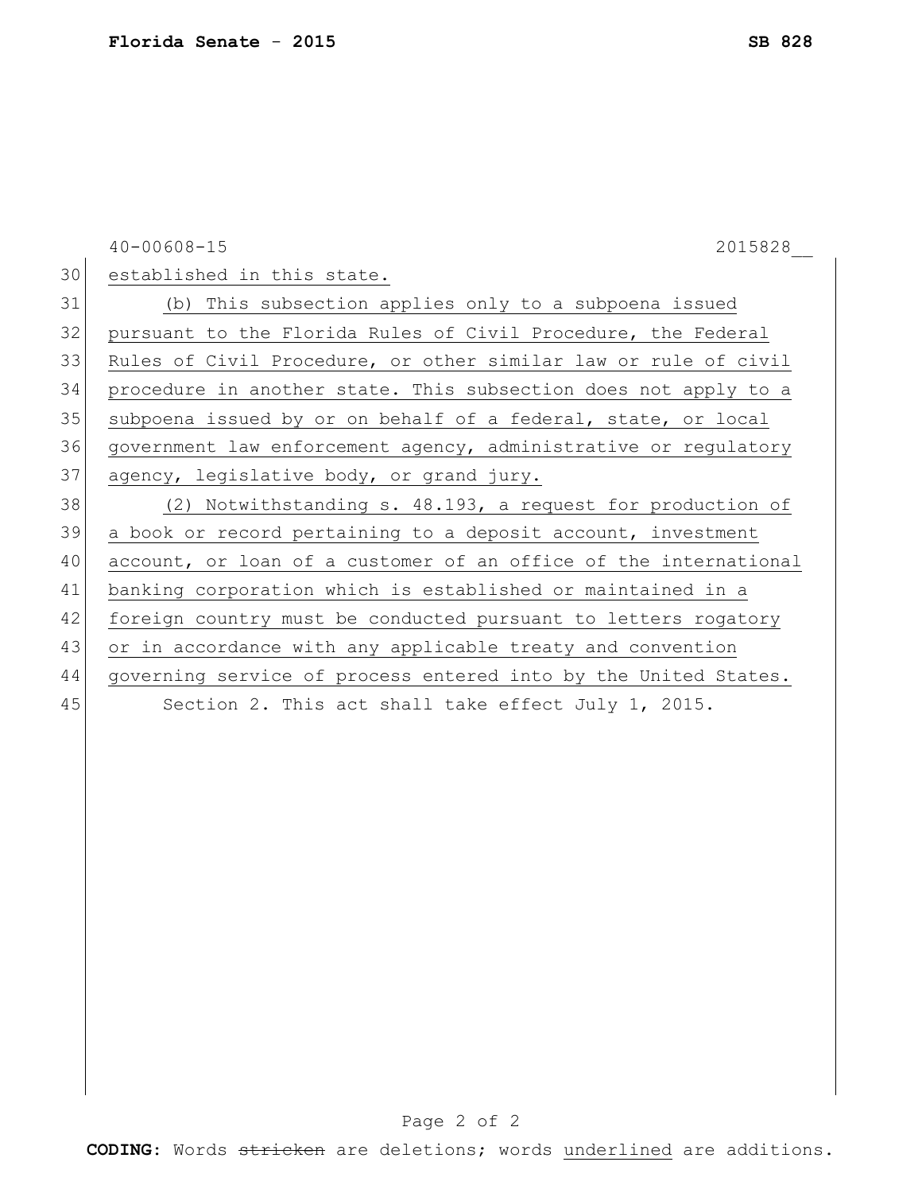40-00608-15 2015828__

established in this state.

(b) This subsection applies only to a subpoena issued pursuant to the Florida Rules of Civil Procedure, the Federal Rules of Civil Procedure, or other similar law or rule of civil procedure in another state. This subsection does not apply to a subpoena issued by or on behalf of a federal, state, or local government law enforcement agency, administrative or regulatory agency, legislative body, or grand jury.

(2) Notwithstanding s. 48.193, a request for production of a book or record pertaining to a deposit account, investment account, or loan of a customer of an office of the international banking corporation which is established or maintained in a foreign country must be conducted pursuant to letters rogatory or in accordance with any applicable treaty and convention governing service of process entered into by the United States.

Section 2. This act shall take effect July 1, 2015.

**CODING:** Words ~~stricken~~ are deletions; words underlined are additions.